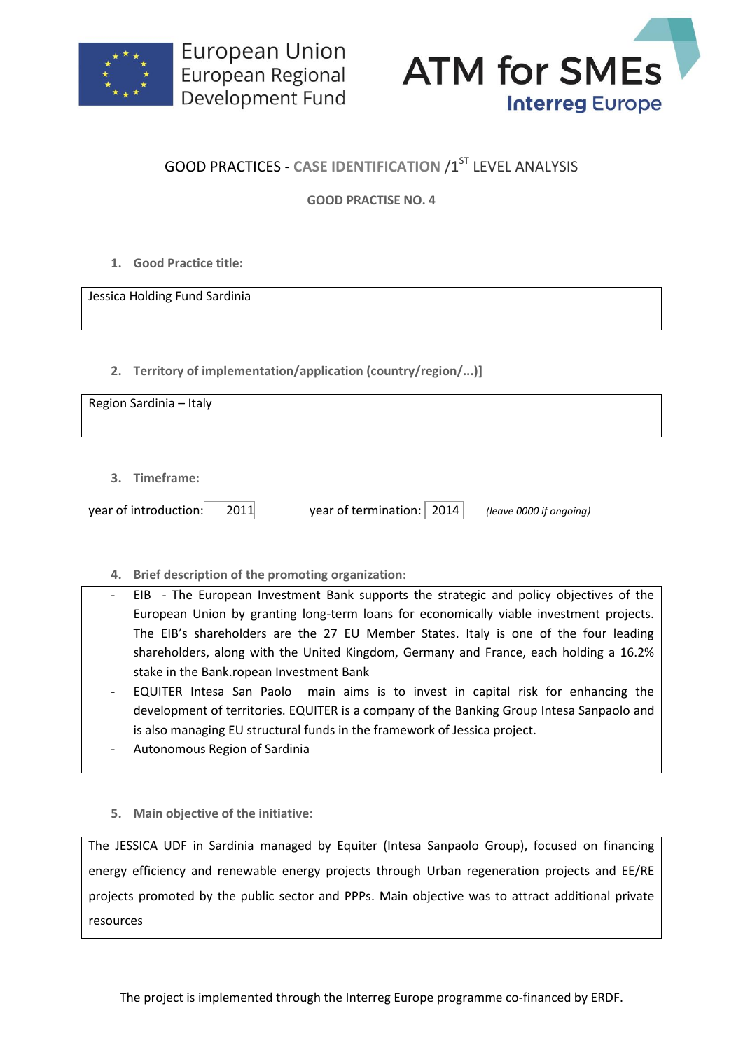European Union
European Regional
Development Fund

ATM for SMEs
Interreg Europe

## GOOD PRACTICES - CASE IDENTIFICATION /1ST LEVEL ANALYSIS

**GOOD PRACTISE NO. 4**

1. **Good Practice title:**

Jessica Holding Fund Sardinia

2. **Territory of implementation/application (country/region/...)]**

Region Sardinia – Italy

3. **Timeframe:**

year of introduction: 2011 year of termination: 2014 *(leave 0000 if ongoing)*

4. **Brief description of the promoting organization:**

- EIB - The European Investment Bank supports the strategic and policy objectives of the European Union by granting long-term loans for economically viable investment projects. The EIB's shareholders are the 27 EU Member States. Italy is one of the four leading shareholders, along with the United Kingdom, Germany and France, each holding a 16.2% stake in the Bank.ropean Investment Bank
- EQUITER Intesa San Paolo main aims is to invest in capital risk for enhancing the development of territories. EQUITER is a company of the Banking Group Intesa Sanpaolo and is also managing EU structural funds in the framework of Jessica project.
- Autonomous Region of Sardinia

5. **Main objective of the initiative:**

The JESSICA UDF in Sardinia managed by Equiter (Intesa Sanpaolo Group), focused on financing energy efficiency and renewable energy projects through Urban regeneration projects and EE/RE projects promoted by the public sector and PPPs. Main objective was to attract additional private resources

The project is implemented through the Interreg Europe programme co-financed by ERDF.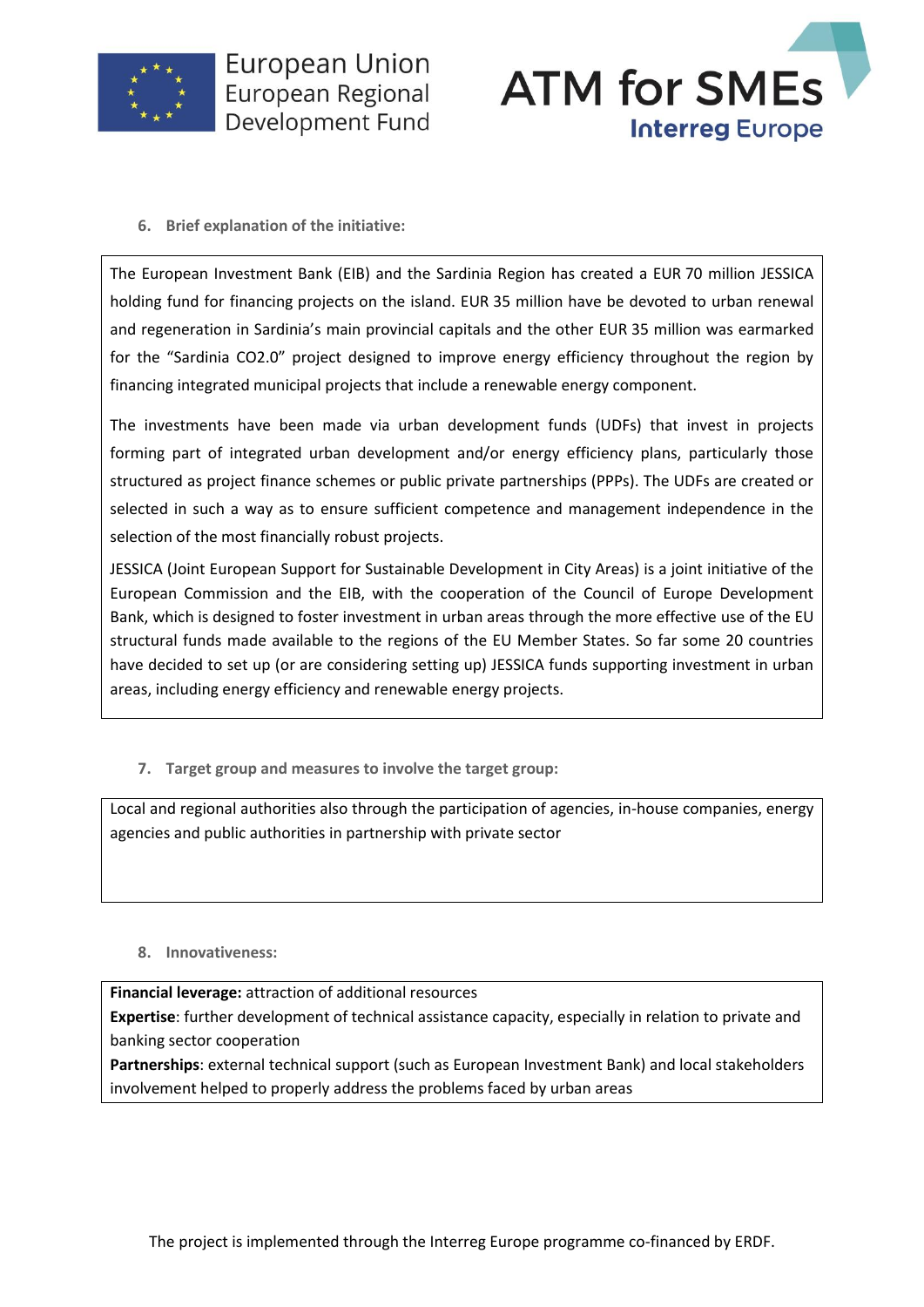6. **Brief explanation of the initiative:**

The European Investment Bank (EIB) and the Sardinia Region has created a EUR 70 million JESSICA holding fund for financing projects on the island. EUR 35 million have be devoted to urban renewal and regeneration in Sardinia's main provincial capitals and the other EUR 35 million was earmarked for the "Sardinia CO2.0" project designed to improve energy efficiency throughout the region by financing integrated municipal projects that include a renewable energy component.

The investments have been made via urban development funds (UDFs) that invest in projects forming part of integrated urban development and/or energy efficiency plans, particularly those structured as project finance schemes or public private partnerships (PPPs). The UDFs are created or selected in such a way as to ensure sufficient competence and management independence in the selection of the most financially robust projects.

JESSICA (Joint European Support for Sustainable Development in City Areas) is a joint initiative of the European Commission and the EIB, with the cooperation of the Council of Europe Development Bank, which is designed to foster investment in urban areas through the more effective use of the EU structural funds made available to the regions of the EU Member States. So far some 20 countries have decided to set up (or are considering setting up) JESSICA funds supporting investment in urban areas, including energy efficiency and renewable energy projects.

7. **Target group and measures to involve the target group:**

Local and regional authorities also through the participation of agencies, in-house companies, energy agencies and public authorities in partnership with private sector

8. **Innovativeness:**

**Financial leverage:** attraction of additional resources
**Expertise**: further development of technical assistance capacity, especially in relation to private and banking sector cooperation
**Partnerships**: external technical support (such as European Investment Bank) and local stakeholders involvement helped to properly address the problems faced by urban areas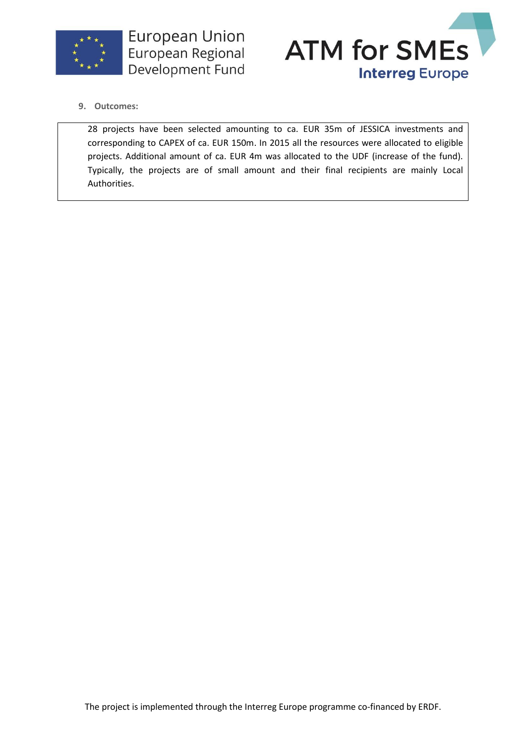9. **Outcomes:**

28 projects have been selected amounting to ca. EUR 35m of JESSICA investments and corresponding to CAPEX of ca. EUR 150m. In 2015 all the resources were allocated to eligible projects. Additional amount of ca. EUR 4m was allocated to the UDF (increase of the fund). Typically, the projects are of small amount and their final recipients are mainly Local Authorities.